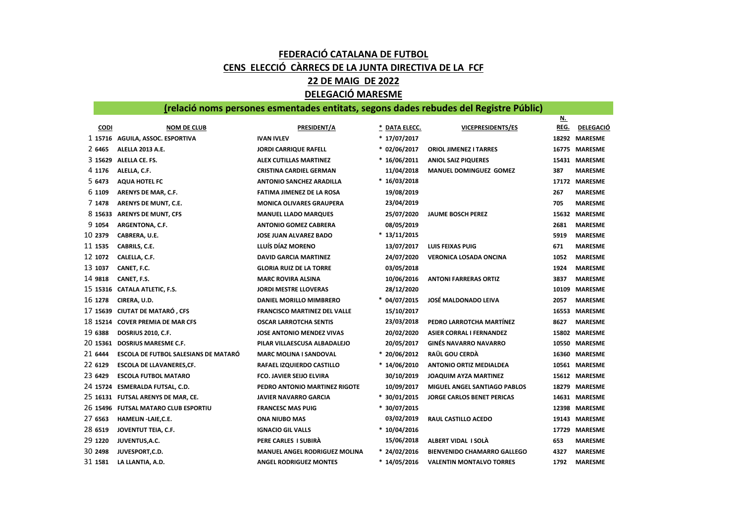# FEDERACIÓ CATALANA DE FUTBOL

## CENS ELECCIÓ CÀRRECS DE LA JUNTA DIRECTIVA DE LA FCF

## 22 DE MAIG DE 2022

## DELEGACIÓ MARESME

### (relació noms persones esmentades entitats, segons dades rebudes del Registre Públic)

| | CODI | NOM DE CLUB | PRESIDENT/A | * DATA ELECC. | VICEPRESIDENTS/ES | N. REG. | DELEGACIÓ |
|---|---|---|---|---|---|---|---|
| 1 | 15716 | AGUILA, ASSOC. ESPORTIVA | IVAN IVLEV | * 17/07/2017 | | 18292 | MARESME |
| 2 | 6465 | ALELLA 2013 A.E. | JORDI CARRIQUE RAFELL | * 02/06/2017 | ORIOL JIMENEZ I TARRES | 16775 | MARESME |
| 3 | 15629 | ALELLA CE. FS. | ALEX CUTILLAS MARTINEZ | * 16/06/2011 | ANIOL SAIZ PIQUERES | 15431 | MARESME |
| 4 | 1176 | ALELLA, C.F. | CRISTINA CARDIEL GERMAN | 11/04/2018 | MANUEL DOMINGUEZ GOMEZ | 387 | MARESME |
| 5 | 6473 | AQUA HOTEL FC | ANTONIO SANCHEZ ARADILLA | * 16/03/2018 | | 17172 | MARESME |
| 6 | 1109 | ARENYS DE MAR, C.F. | FATIMA JIMENEZ DE LA ROSA | 19/08/2019 | | 267 | MARESME |
| 7 | 1478 | ARENYS DE MUNT, C.E. | MONICA OLIVARES GRAUPERA | 23/04/2019 | | 705 | MARESME |
| 8 | 15633 | ARENYS DE MUNT, CFS | MANUEL LLADO MARQUES | 25/07/2020 | JAUME BOSCH PEREZ | 15632 | MARESME |
| 9 | 1054 | ARGENTONA, C.F. | ANTONIO GOMEZ CABRERA | 08/05/2019 | | 2681 | MARESME |
| 10 | 2379 | CABRERA, U.E. | JOSE JUAN ALVAREZ BADO | * 13/11/2015 | | 5919 | MARESME |
| 11 | 1535 | CABRILS, C.E. | LLUÍS DÍAZ MORENO | 13/07/2017 | LUIS FEIXAS PUIG | 671 | MARESME |
| 12 | 1072 | CALELLA, C.F. | DAVID GARCIA MARTINEZ | 24/07/2020 | VERONICA LOSADA ONCINA | 1052 | MARESME |
| 13 | 1037 | CANET, F.C. | GLORIA RUIZ DE LA TORRE | 03/05/2018 | | 1924 | MARESME |
| 14 | 9818 | CANET, F.S. | MARC ROVIRA ALSINA | 10/06/2016 | ANTONI FARRERAS ORTIZ | 3837 | MARESME |
| 15 | 15316 | CATALA ATLETIC, F.S. | JORDI MESTRE LLOVERAS | 28/12/2020 | | 10109 | MARESME |
| 16 | 1278 | CIRERA, U.D. | DANIEL MORILLO MIMBRERO | * 04/07/2015 | JOSÉ MALDONADO LEIVA | 2057 | MARESME |
| 17 | 15639 | CIUTAT DE MATARÓ , CFS | FRANCISCO MARTINEZ DEL VALLE | 15/10/2017 | | 16553 | MARESME |
| 18 | 15214 | COVER PREMIA DE MAR CFS | OSCAR LARROTCHA SENTIS | 23/03/2018 | PEDRO LARROTCHA MARTÍNEZ | 8627 | MARESME |
| 19 | 6388 | DOSRIUS 2010, C.F. | JOSE ANTONIO MENDEZ VIVAS | 20/02/2020 | ASIER CORRAL I FERNANDEZ | 15802 | MARESME |
| 20 | 15361 | DOSRIUS MARESME C.F. | PILAR VILLAESCUSA ALBADALEJO | 20/05/2017 | GINÉS NAVARRO NAVARRO | 10550 | MARESME |
| 21 | 6444 | ESCOLA DE FUTBOL SALESIANS DE MATARÓ | MARC MOLINA I SANDOVAL | * 20/06/2012 | RAÜL GOU CERDÀ | 16360 | MARESME |
| 22 | 6129 | ESCOLA DE LLAVANERES,CF. | RAFAEL IZQUIERDO CASTILLO | * 14/06/2010 | ANTONIO ORTIZ MEDIALDEA | 10561 | MARESME |
| 23 | 6429 | ESCOLA FUTBOL MATARO | FCO. JAVIER SEIJO ELVIRA | 30/10/2019 | JOAQUIM AYZA MARTINEZ | 15612 | MARESME |
| 24 | 15724 | ESMERALDA FUTSAL, C.D. | PEDRO ANTONIO MARTINEZ RIGOTE | 10/09/2017 | MIGUEL ANGEL SANTIAGO PABLOS | 18279 | MARESME |
| 25 | 16131 | FUTSAL ARENYS DE MAR, CE. | JAVIER NAVARRO GARCIA | * 30/01/2015 | JORGE CARLOS BENET PERICAS | 14631 | MARESME |
| 26 | 15496 | FUTSAL MATARO CLUB ESPORTIU | FRANCESC MAS PUIG | * 30/07/2015 | | 12398 | MARESME |
| 27 | 6563 | HAMELIN -LAIE,C.E. | ONA NIUBO MAS | 03/02/2019 | RAUL CASTILLO ACEDO | 19143 | MARESME |
| 28 | 6519 | JOVENTUT TEIA, C.F. | IGNACIO GIL VALLS | * 10/04/2016 | | 17729 | MARESME |
| 29 | 1220 | JUVENTUS,A.C. | PERE CARLES I SUBIRÀ | 15/06/2018 | ALBERT VIDAL I SOLÀ | 653 | MARESME |
| 30 | 2498 | JUVESPORT,C.D. | MANUEL ANGEL RODRIGUEZ MOLINA | * 24/02/2016 | BIENVENIDO CHAMARRO GALLEGO | 4327 | MARESME |
| 31 | 1581 | LA LLANTIA, A.D. | ANGEL RODRIGUEZ MONTES | * 14/05/2016 | VALENTIN MONTALVO TORRES | 1792 | MARESME |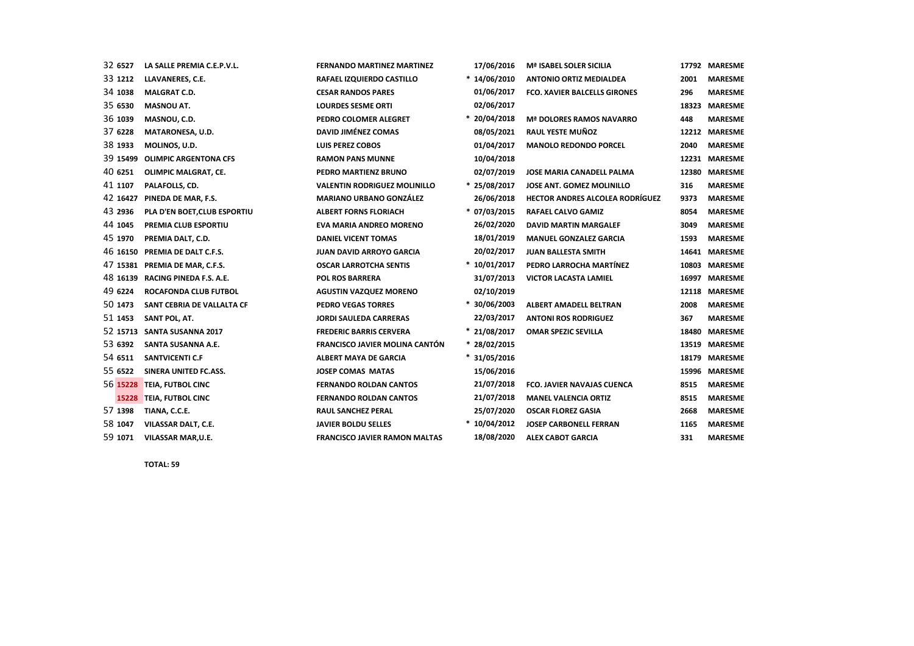| | | | | | | | |
|---|---|---|---|---|---|---|---|
| 32 | **6527** | **LA SALLE PREMIA C.E.P.V.L.** | **FERNANDO MARTINEZ MARTINEZ** | **17/06/2016** | **Mª ISABEL SOLER SICILIA** | **17792** | **MARESME** |
| 33 | **1212** | **LLAVANERES, C.E.** | **RAFAEL IZQUIERDO CASTILLO** | *** 14/06/2010** | **ANTONIO ORTIZ MEDIALDEA** | **2001** | **MARESME** |
| 34 | **1038** | **MALGRAT C.D.** | **CESAR RANDOS PARES** | **01/06/2017** | **FCO. XAVIER BALCELLS GIRONES** | **296** | **MARESME** |
| 35 | **6530** | **MASNOU AT.** | **LOURDES SESME ORTI** | **02/06/2017** | | **18323** | **MARESME** |
| 36 | **1039** | **MASNOU, C.D.** | **PEDRO COLOMER ALEGRET** | *** 20/04/2018** | **Mª DOLORES RAMOS NAVARRO** | **448** | **MARESME** |
| 37 | **6228** | **MATARONESA, U.D.** | **DAVID JIMÉNEZ COMAS** | **08/05/2021** | **RAUL YESTE MUÑOZ** | **12212** | **MARESME** |
| 38 | **1933** | **MOLINOS, U.D.** | **LUIS PEREZ COBOS** | **01/04/2017** | **MANOLO REDONDO PORCEL** | **2040** | **MARESME** |
| 39 | **15499** | **OLIMPIC ARGENTONA CFS** | **RAMON PANS MUNNE** | **10/04/2018** | | **12231** | **MARESME** |
| 40 | **6251** | **OLIMPIC MALGRAT, CE.** | **PEDRO MARTIENZ BRUNO** | **02/07/2019** | **JOSE MARIA CANADELL PALMA** | **12380** | **MARESME** |
| 41 | **1107** | **PALAFOLLS, CD.** | **VALENTIN RODRIGUEZ MOLINILLO** | *** 25/08/2017** | **JOSE ANT. GOMEZ MOLINILLO** | **316** | **MARESME** |
| 42 | **16427** | **PINEDA DE MAR, F.S.** | **MARIANO URBANO GONZÁLEZ** | **26/06/2018** | **HECTOR ANDRES ALCOLEA RODRÍGUEZ** | **9373** | **MARESME** |
| 43 | **2936** | **PLA D'EN BOET,CLUB ESPORTIU** | **ALBERT FORNS FLORIACH** | *** 07/03/2015** | **RAFAEL CALVO GAMIZ** | **8054** | **MARESME** |
| 44 | **1045** | **PREMIA CLUB ESPORTIU** | **EVA MARIA ANDREO MORENO** | **26/02/2020** | **DAVID MARTIN MARGALEF** | **3049** | **MARESME** |
| 45 | **1970** | **PREMIA DALT, C.D.** | **DANIEL VICENT TOMAS** | **18/01/2019** | **MANUEL GONZALEZ GARCIA** | **1593** | **MARESME** |
| 46 | **16150** | **PREMIA DE DALT C.F.S.** | **JUAN DAVID ARROYO GARCIA** | **20/02/2017** | **JUAN BALLESTA SMITH** | **14641** | **MARESME** |
| 47 | **15381** | **PREMIA DE MAR, C.F.S.** | **OSCAR LARROTCHA SENTIS** | *** 10/01/2017** | **PEDRO LARROCHA MARTÍNEZ** | **10803** | **MARESME** |
| 48 | **16139** | **RACING PINEDA F.S. A.E.** | **POL ROS BARRERA** | **31/07/2013** | **VICTOR LACASTA LAMIEL** | **16997** | **MARESME** |
| 49 | **6224** | **ROCAFONDA CLUB FUTBOL** | **AGUSTIN VAZQUEZ MORENO** | **02/10/2019** | | **12118** | **MARESME** |
| 50 | **1473** | **SANT CEBRIA DE VALLALTA CF** | **PEDRO VEGAS TORRES** | *** 30/06/2003** | **ALBERT AMADELL BELTRAN** | **2008** | **MARESME** |
| 51 | **1453** | **SANT POL, AT.** | **JORDI SAULEDA CARRERAS** | **22/03/2017** | **ANTONI ROS RODRIGUEZ** | **367** | **MARESME** |
| 52 | **15713** | **SANTA SUSANNA 2017** | **FREDERIC BARRIS CERVERA** | *** 21/08/2017** | **OMAR SPEZIC SEVILLA** | **18480** | **MARESME** |
| 53 | **6392** | **SANTA SUSANNA A.E.** | **FRANCISCO JAVIER MOLINA CANTÓN** | *** 28/02/2015** | | **13519** | **MARESME** |
| 54 | **6511** | **SANTVICENTI C.F** | **ALBERT MAYA DE GARCIA** | *** 31/05/2016** | | **18179** | **MARESME** |
| 55 | **6522** | **SINERA UNITED FC.ASS.** | **JOSEP COMAS MATAS** | **15/06/2016** | | **15996** | **MARESME** |
| 56 | **15228** | **TEIA, FUTBOL CINC** | **FERNANDO ROLDAN CANTOS** | **21/07/2018** | **FCO. JAVIER NAVAJAS CUENCA** | **8515** | **MARESME** |
| | **15228** | **TEIA, FUTBOL CINC** | **FERNANDO ROLDAN CANTOS** | **21/07/2018** | **MANEL VALENCIA ORTIZ** | **8515** | **MARESME** |
| 57 | **1398** | **TIANA, C.C.E.** | **RAUL SANCHEZ PERAL** | **25/07/2020** | **OSCAR FLOREZ GASIA** | **2668** | **MARESME** |
| 58 | **1047** | **VILASSAR DALT, C.E.** | **JAVIER BOLDU SELLES** | *** 10/04/2012** | **JOSEP CARBONELL FERRAN** | **1165** | **MARESME** |
| 59 | **1071** | **VILASSAR MAR,U.E.** | **FRANCISCO JAVIER RAMON MALTAS** | **18/08/2020** | **ALEX CABOT GARCIA** | **331** | **MARESME** |

**TOTAL: 59**